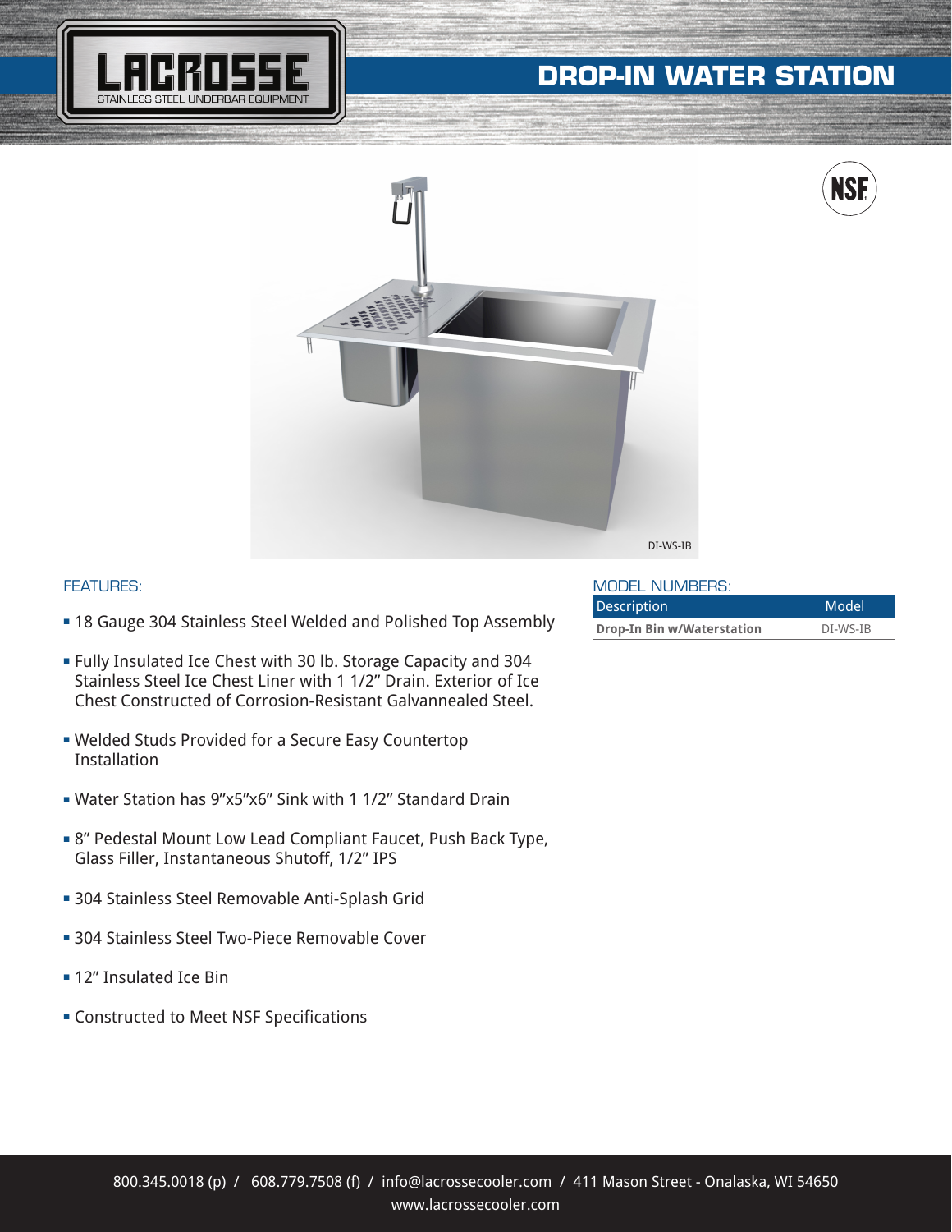# DROP-IN WATER STATION

LACROSSE
STAINLESS STEEL UNDERBAR EQUIPMENT

DI-WS-IB

## FEATURES:

- 18 Gauge 304 Stainless Steel Welded and Polished Top Assembly
- Fully Insulated Ice Chest with 30 lb. Storage Capacity and 304 Stainless Steel Ice Chest Liner with 1 1/2" Drain. Exterior of Ice Chest Constructed of Corrosion-Resistant Galvannealed Steel.
- Welded Studs Provided for a Secure Easy Countertop Installation
- Water Station has 9"x5"x6" Sink with 1 1/2" Standard Drain
- 8" Pedestal Mount Low Lead Compliant Faucet, Push Back Type, Glass Filler, Instantaneous Shutoff, 1/2" IPS
- 304 Stainless Steel Removable Anti-Splash Grid
- 304 Stainless Steel Two-Piece Removable Cover
- 12" Insulated Ice Bin
- Constructed to Meet NSF Specifications

## MODEL NUMBERS:

| Description | Model |
| --- | --- |
| **Drop-In Bin w/Waterstation** | DI-WS-IB |

800.345.0018 (p) / 608.779.7508 (f) / info@lacrossecooler.com / 411 Mason Street - Onalaska, WI 54650
www.lacrossecooler.com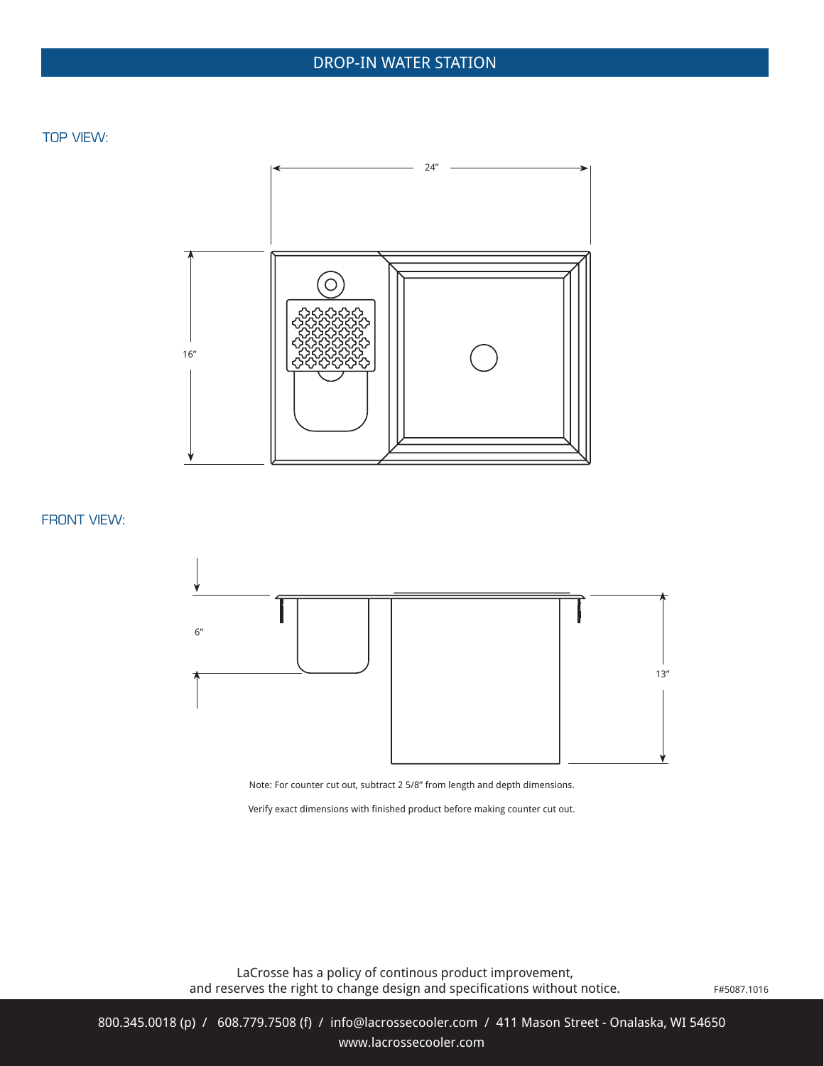# DROP-IN WATER STATION

## TOP VIEW:

24"

16"

## FRONT VIEW:

6"

13"

Note: For counter cut out, subtract 2 5/8" from length and depth dimensions.

Verify exact dimensions with finished product before making counter cut out.

LaCrosse has a policy of continous product improvement,
and reserves the right to change design and specifications without notice.

F#5087.1016

800.345.0018 (p) / 608.779.7508 (f) / info@lacrossecooler.com / 411 Mason Street - Onalaska, WI 54650
www.lacrossecooler.com